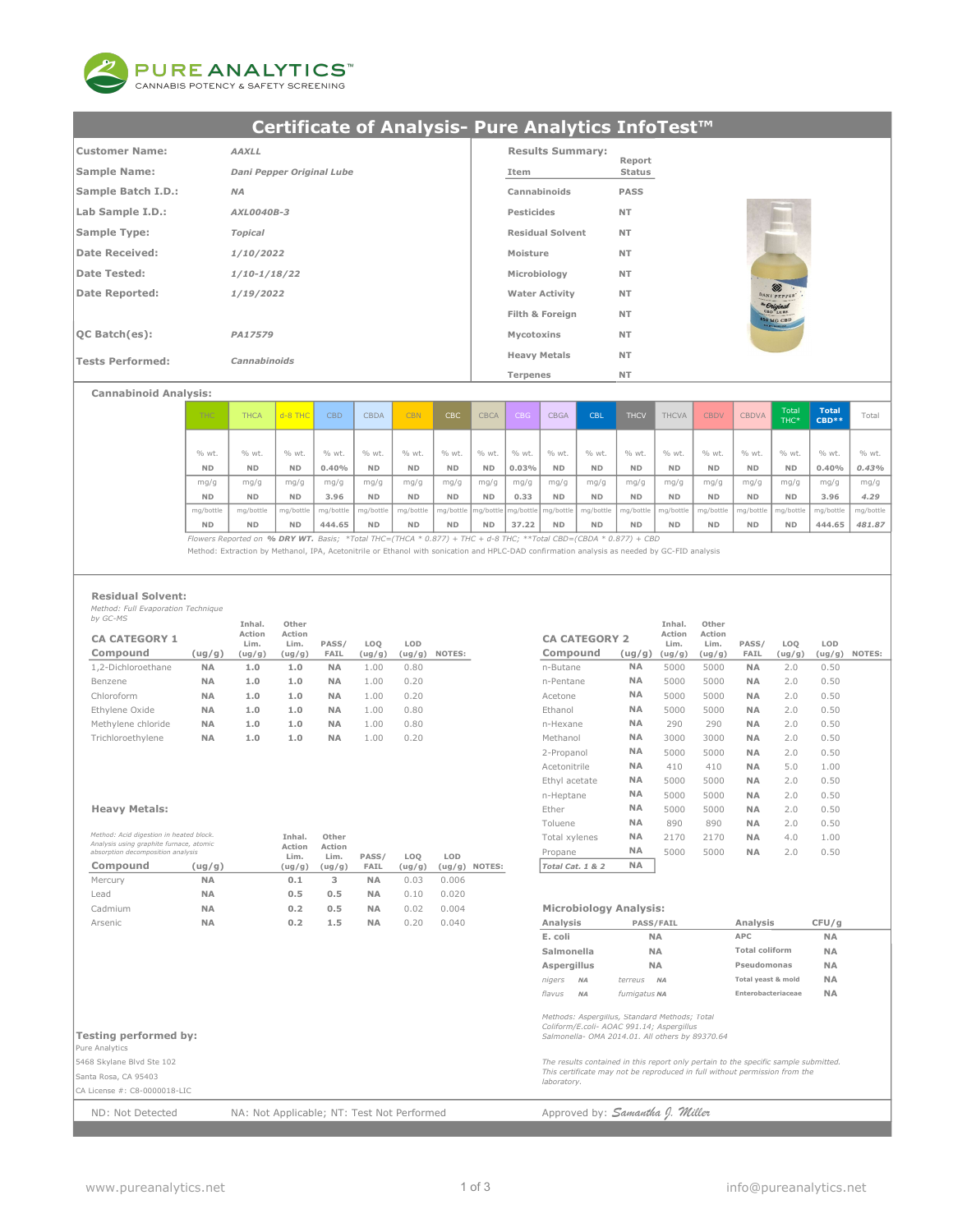PURE ANALYTICS™
CANNABIS POTENCY & SAFETY SCREENING

# Certificate of Analysis- Pure Analytics InfoTest™

| | |
|---|---|
| **Customer Name:** | *AAXLL* |
| **Sample Name:** | *Dani Pepper Original Lube* |
| **Sample Batch I.D.:** | *NA* |
| **Lab Sample I.D.:** | *AXL0040B-3* |
| **Sample Type:** | *Topical* |
| **Date Received:** | *1/10/2022* |
| **Date Tested:** | *1/10-1/18/22* |
| **Date Reported:** | *1/19/2022* |
| **QC Batch(es):** | *PA17579* |
| **Tests Performed:** | *Cannabinoids* |

**Results Summary:**

| Item | Report Status |
|---|---|
| Cannabinoids | PASS |
| Pesticides | NT |
| Residual Solvent | NT |
| Moisture | NT |
| Microbiology | NT |
| Water Activity | NT |
| Filth & Foreign | NT |
| Mycotoxins | NT |
| Heavy Metals | NT |
| Terpenes | NT |

## Cannabinoid Analysis:

| | THC | THCA | d-8 THC | CBD | CBDA | CBN | CBC | CBCA | CBG | CBGA | CBL | THCV | THCVA | CBDV | CBDVA | Total THC* | Total CBD** | Total |
|---|---|---|---|---|---|---|---|---|---|---|---|---|---|---|---|---|---|---|
| % wt. | ND | ND | ND | 0.40% | ND | ND | ND | ND | 0.03% | ND | ND | ND | ND | ND | ND | ND | 0.40% | *0.43%* |
| mg/g | ND | ND | ND | 3.96 | ND | ND | ND | ND | 0.33 | ND | ND | ND | ND | ND | ND | ND | 3.96 | *4.29* |
| mg/bottle | ND | ND | ND | 444.65 | ND | ND | ND | ND | 37.22 | ND | ND | ND | ND | ND | ND | ND | 444.65 | *481.87* |

*Flowers Reported on* ***% DRY WT.*** *Basis; \*Total THC=(THCA \* 0.877) + THC + d-8 THC; \*\*Total CBD=(CBDA \* 0.877) + CBD*

Method: Extraction by Methanol, IPA, Acetonitrile or Ethanol with sonication and HPLC-DAD confirmation analysis as needed by GC-FID analysis

## Residual Solvent:

*Method: Full Evaporation Technique by GC-MS*

| CA CATEGORY 1 Compound | (ug/g) | Inhal. Action Lim. (ug/g) | Other Action Lim. (ug/g) | PASS/ FAIL | LOQ (ug/g) | LOD (ug/g) | NOTES: |
|---|---|---|---|---|---|---|---|
| 1,2-Dichloroethane | NA | 1.0 | 1.0 | NA | 1.00 | 0.80 | |
| Benzene | NA | 1.0 | 1.0 | NA | 1.00 | 0.20 | |
| Chloroform | NA | 1.0 | 1.0 | NA | 1.00 | 0.20 | |
| Ethylene Oxide | NA | 1.0 | 1.0 | NA | 1.00 | 0.80 | |
| Methylene chloride | NA | 1.0 | 1.0 | NA | 1.00 | 0.80 | |
| Trichloroethylene | NA | 1.0 | 1.0 | NA | 1.00 | 0.20 | |

| CA CATEGORY 2 Compound | (ug/g) | Inhal. Action Lim. (ug/g) | Other Action Lim. (ug/g) | PASS/ FAIL | LOQ (ug/g) | LOD (ug/g) | NOTES: |
|---|---|---|---|---|---|---|---|
| n-Butane | NA | 5000 | 5000 | NA | 2.0 | 0.50 | |
| n-Pentane | NA | 5000 | 5000 | NA | 2.0 | 0.50 | |
| Acetone | NA | 5000 | 5000 | NA | 2.0 | 0.50 | |
| Ethanol | NA | 5000 | 5000 | NA | 2.0 | 0.50 | |
| n-Hexane | NA | 290 | 290 | NA | 2.0 | 0.50 | |
| Methanol | NA | 3000 | 3000 | NA | 2.0 | 0.50 | |
| 2-Propanol | NA | 5000 | 5000 | NA | 2.0 | 0.50 | |
| Acetonitrile | NA | 410 | 410 | NA | 5.0 | 1.00 | |
| Ethyl acetate | NA | 5000 | 5000 | NA | 2.0 | 0.50 | |
| n-Heptane | NA | 5000 | 5000 | NA | 2.0 | 0.50 | |
| Ether | NA | 5000 | 5000 | NA | 2.0 | 0.50 | |
| Toluene | NA | 890 | 890 | NA | 2.0 | 0.50 | |
| Total xylenes | NA | 2170 | 2170 | NA | 4.0 | 1.00 | |
| Propane | NA | 5000 | 5000 | NA | 2.0 | 0.50 | |
| *Total Cat. 1 & 2* | NA | | | | | | |

## Heavy Metals:

*Method: Acid digestion in heated block. Analysis using graphite furnace, atomic absorption decomposition analysis*

| Compound | (ug/g) | Inhal. Action Lim. (ug/g) | Other Action Lim. (ug/g) | PASS/ FAIL | LOQ (ug/g) | LOD (ug/g) | NOTES: |
|---|---|---|---|---|---|---|---|
| Mercury | NA | 0.1 | 3 | NA | 0.03 | 0.006 | |
| Lead | NA | 0.5 | 0.5 | NA | 0.10 | 0.020 | |
| Cadmium | NA | 0.2 | 0.5 | NA | 0.02 | 0.004 | |
| Arsenic | NA | 0.2 | 1.5 | NA | 0.20 | 0.040 | |

## Microbiology Analysis:

| Analysis | PASS/FAIL | Analysis | CFU/g |
|---|---|---|---|
| E. coli | NA | APC | NA |
| Salmonella | NA | Total coliform | NA |
| Aspergillus | NA | Pseudomonas | NA |
| *nigers* NA | *terreus* NA | Total yeast & mold | NA |
| *flavus* NA | *fumigatus* NA | Enterobacteriaceae | NA |

*Methods: Aspergillus, Standard Methods; Total Coliform/E.coli- AOAC 991.14; Aspergillus Salmonella- OMA 2014.01. All others by 89370.64*

*The results contained in this report only pertain to the specific sample submitted. This certificate may not be reproduced in full without permission from the laboratory.*

**Testing performed by:**
Pure Analytics
5468 Skylane Blvd Ste 102
Santa Rosa, CA 95403
CA License #: C8-0000018-LIC

ND: Not Detected NA: Not Applicable; NT: Test Not Performed

Approved by: *Samantha J. Miller*

www.pureanalytics.net info@pureanalytics.net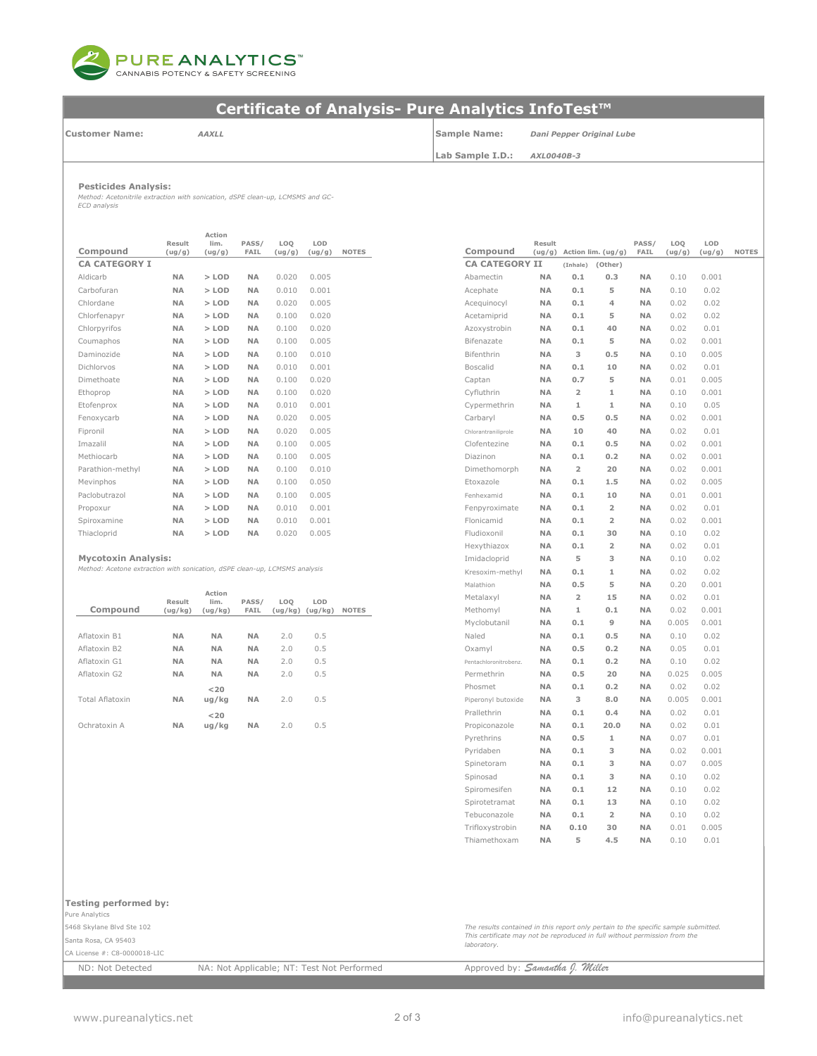# Certificate of Analysis- Pure Analytics InfoTest™

**Customer Name:** *AAXLL*

**Sample Name:** *Dani Pepper Original Lube*

**Lab Sample I.D.:** *AXL0040B-3*

### Pesticides Analysis:

*Method: Acetonitrile extraction with sonication, dSPE clean-up, LCMSMS and GC-ECD analysis*

| Compound | Result (ug/g) | Action lim. (ug/g) | PASS/FAIL | LOQ (ug/g) | LOD (ug/g) | NOTES |
|---|---|---|---|---|---|---|
| **CA CATEGORY I** | | | | | | |
| Aldicarb | NA | > LOD | NA | 0.020 | 0.005 | |
| Carbofuran | NA | > LOD | NA | 0.010 | 0.001 | |
| Chlordane | NA | > LOD | NA | 0.020 | 0.005 | |
| Chlorfenapyr | NA | > LOD | NA | 0.100 | 0.020 | |
| Chlorpyrifos | NA | > LOD | NA | 0.100 | 0.020 | |
| Coumaphos | NA | > LOD | NA | 0.100 | 0.005 | |
| Daminozide | NA | > LOD | NA | 0.100 | 0.010 | |
| Dichlorvos | NA | > LOD | NA | 0.010 | 0.001 | |
| Dimethoate | NA | > LOD | NA | 0.100 | 0.020 | |
| Ethoprop | NA | > LOD | NA | 0.100 | 0.020 | |
| Etofenprox | NA | > LOD | NA | 0.010 | 0.001 | |
| Fenoxycarb | NA | > LOD | NA | 0.020 | 0.005 | |
| Fipronil | NA | > LOD | NA | 0.020 | 0.005 | |
| Imazalil | NA | > LOD | NA | 0.100 | 0.005 | |
| Methiocarb | NA | > LOD | NA | 0.100 | 0.005 | |
| Parathion-methyl | NA | > LOD | NA | 0.100 | 0.010 | |
| Mevinphos | NA | > LOD | NA | 0.100 | 0.050 | |
| Paclobutrazol | NA | > LOD | NA | 0.100 | 0.005 | |
| Propoxur | NA | > LOD | NA | 0.010 | 0.001 | |
| Spiroxamine | NA | > LOD | NA | 0.010 | 0.001 | |
| Thiacloprid | NA | > LOD | NA | 0.020 | 0.005 | |

| Compound | Result (ug/g) | Action lim. (ug/g) (Inhale) | Action lim. (ug/g) (Other) | PASS/FAIL | LOQ (ug/g) | LOD (ug/g) | NOTES |
|---|---|---|---|---|---|---|---|
| **CA CATEGORY II** | | | | | | | |
| Abamectin | NA | 0.1 | 0.3 | NA | 0.10 | 0.001 | |
| Acephate | NA | 0.1 | 5 | NA | 0.10 | 0.02 | |
| Acequinocyl | NA | 0.1 | 4 | NA | 0.02 | 0.02 | |
| Acetamiprid | NA | 0.1 | 5 | NA | 0.02 | 0.02 | |
| Azoxystrobin | NA | 0.1 | 40 | NA | 0.02 | 0.01 | |
| Bifenazate | NA | 0.1 | 5 | NA | 0.02 | 0.001 | |
| Bifenthrin | NA | 3 | 0.5 | NA | 0.10 | 0.005 | |
| Boscalid | NA | 0.1 | 10 | NA | 0.02 | 0.01 | |
| Captan | NA | 0.7 | 5 | NA | 0.01 | 0.005 | |
| Cyfluthrin | NA | 2 | 1 | NA | 0.10 | 0.001 | |
| Cypermethrin | NA | 1 | 1 | NA | 0.10 | 0.05 | |
| Carbaryl | NA | 0.5 | 0.5 | NA | 0.02 | 0.001 | |
| Chlorantraniliprole | NA | 10 | 40 | NA | 0.02 | 0.01 | |
| Clofentezine | NA | 0.1 | 0.5 | NA | 0.02 | 0.001 | |
| Diazinon | NA | 0.1 | 0.2 | NA | 0.02 | 0.001 | |
| Dimethomorph | NA | 2 | 20 | NA | 0.02 | 0.001 | |
| Etoxazole | NA | 0.1 | 1.5 | NA | 0.02 | 0.005 | |
| Fenhexamid | NA | 0.1 | 10 | NA | 0.01 | 0.001 | |
| Fenpyroximate | NA | 0.1 | 2 | NA | 0.02 | 0.01 | |
| Flonicamid | NA | 0.1 | 2 | NA | 0.02 | 0.001 | |
| Fludioxonil | NA | 0.1 | 30 | NA | 0.10 | 0.02 | |
| Hexythiazox | NA | 0.1 | 2 | NA | 0.02 | 0.01 | |
| Imidacloprid | NA | 5 | 3 | NA | 0.10 | 0.02 | |
| Kresoxim-methyl | NA | 0.1 | 1 | NA | 0.02 | 0.02 | |
| Malathion | NA | 0.5 | 5 | NA | 0.20 | 0.001 | |
| Metalaxyl | NA | 2 | 15 | NA | 0.02 | 0.01 | |
| Methomyl | NA | 1 | 0.1 | NA | 0.02 | 0.001 | |
| Myclobutanil | NA | 0.1 | 9 | NA | 0.005 | 0.001 | |
| Naled | NA | 0.1 | 0.5 | NA | 0.10 | 0.02 | |
| Oxamyl | NA | 0.5 | 0.2 | NA | 0.05 | 0.01 | |
| Pentachloronitrobenz. | NA | 0.1 | 0.2 | NA | 0.10 | 0.02 | |
| Permethrin | NA | 0.5 | 20 | NA | 0.025 | 0.005 | |
| Phosmet | NA | 0.1 | 0.2 | NA | 0.02 | 0.02 | |
| Piperonyl butoxide | NA | 3 | 8.0 | NA | 0.005 | 0.001 | |
| Prallethrin | NA | 0.1 | 0.4 | NA | 0.02 | 0.01 | |
| Propiconazole | NA | 0.1 | 20.0 | NA | 0.02 | 0.01 | |
| Pyrethrins | NA | 0.5 | 1 | NA | 0.07 | 0.01 | |
| Pyridaben | NA | 0.1 | 3 | NA | 0.02 | 0.001 | |
| Spinetoram | NA | 0.1 | 3 | NA | 0.07 | 0.005 | |
| Spinosad | NA | 0.1 | 3 | NA | 0.10 | 0.02 | |
| Spiromesifen | NA | 0.1 | 12 | NA | 0.10 | 0.02 | |
| Spirotetramat | NA | 0.1 | 13 | NA | 0.10 | 0.02 | |
| Tebuconazole | NA | 0.1 | 2 | NA | 0.10 | 0.02 | |
| Trifloxystrobin | NA | 0.10 | 30 | NA | 0.01 | 0.005 | |
| Thiamethoxam | NA | 5 | 4.5 | NA | 0.10 | 0.01 | |

### Mycotoxin Analysis:

*Method: Acetone extraction with sonication, dSPE clean-up, LCMSMS analysis*

| Compound | Result (ug/kg) | Action lim. (ug/kg) | PASS/FAIL | LOQ (ug/kg) | LOD (ug/kg) | NOTES |
|---|---|---|---|---|---|---|
| Aflatoxin B1 | NA | NA | NA | 2.0 | 0.5 | |
| Aflatoxin B2 | NA | NA | NA | 2.0 | 0.5 | |
| Aflatoxin G1 | NA | NA | NA | 2.0 | 0.5 | |
| Aflatoxin G2 | NA | NA | NA | 2.0 | 0.5 | |
| Total Aflatoxin | NA | <20 ug/kg | NA | 2.0 | 0.5 | |
| Ochratoxin A | NA | <20 ug/kg | NA | 2.0 | 0.5 | |

**Testing performed by:**

Pure Analytics
5468 Skylane Blvd Ste 102
Santa Rosa, CA 95403
CA License #: C8-0000018-LIC

*The results contained in this report only pertain to the specific sample submitted. This certificate may not be reproduced in full without permission from the laboratory.*

ND: Not Detected     NA: Not Applicable; NT: Test Not Performed

Approved by: *Samantha J. Miller*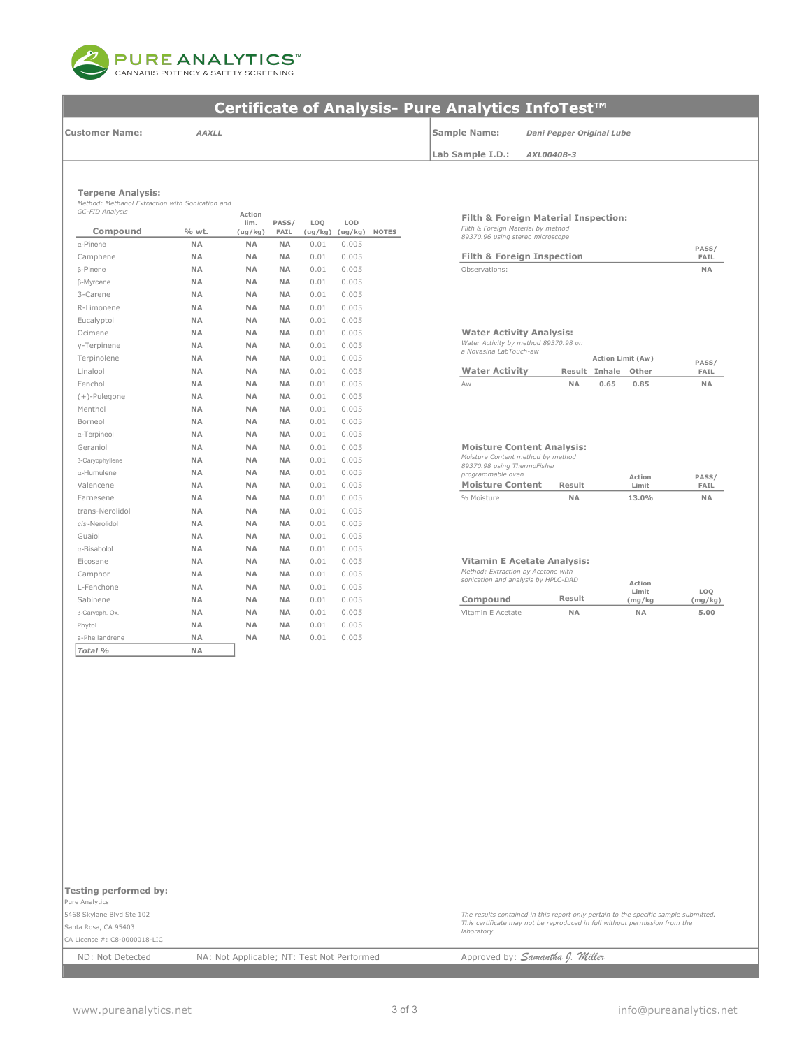PURE ANALYTICS™
CANNABIS POTENCY & SAFETY SCREENING

# Certificate of Analysis- Pure Analytics InfoTest™

**Customer Name:** *AAXLL*

**Sample Name:** *Dani Pepper Original Lube*

**Lab Sample I.D.:** *AXL0040B-3*

## Terpene Analysis:

*Method: Methanol Extraction with Sonication and GC-FID Analysis*

| Compound | % wt. | Action lim. (ug/kg) | PASS/ FAIL | LOQ (ug/kg) | LOD (ug/kg) | NOTES |
|---|---|---|---|---|---|---|
| α-Pinene | NA | NA | NA | 0.01 | 0.005 | |
| Camphene | NA | NA | NA | 0.01 | 0.005 | |
| β-Pinene | NA | NA | NA | 0.01 | 0.005 | |
| β-Myrcene | NA | NA | NA | 0.01 | 0.005 | |
| 3-Carene | NA | NA | NA | 0.01 | 0.005 | |
| R-Limonene | NA | NA | NA | 0.01 | 0.005 | |
| Eucalyptol | NA | NA | NA | 0.01 | 0.005 | |
| Ocimene | NA | NA | NA | 0.01 | 0.005 | |
| γ-Terpinene | NA | NA | NA | 0.01 | 0.005 | |
| Terpinolene | NA | NA | NA | 0.01 | 0.005 | |
| Linalool | NA | NA | NA | 0.01 | 0.005 | |
| Fenchol | NA | NA | NA | 0.01 | 0.005 | |
| (+)-Pulegone | NA | NA | NA | 0.01 | 0.005 | |
| Menthol | NA | NA | NA | 0.01 | 0.005 | |
| Borneol | NA | NA | NA | 0.01 | 0.005 | |
| α-Terpineol | NA | NA | NA | 0.01 | 0.005 | |
| Geraniol | NA | NA | NA | 0.01 | 0.005 | |
| β-Caryophyllene | NA | NA | NA | 0.01 | 0.005 | |
| α-Humulene | NA | NA | NA | 0.01 | 0.005 | |
| Valencene | NA | NA | NA | 0.01 | 0.005 | |
| Farnesene | NA | NA | NA | 0.01 | 0.005 | |
| trans-Nerolidol | NA | NA | NA | 0.01 | 0.005 | |
| *cis*-Nerolidol | NA | NA | NA | 0.01 | 0.005 | |
| Guaiol | NA | NA | NA | 0.01 | 0.005 | |
| α-Bisabolol | NA | NA | NA | 0.01 | 0.005 | |
| Eicosane | NA | NA | NA | 0.01 | 0.005 | |
| Camphor | NA | NA | NA | 0.01 | 0.005 | |
| L-Fenchone | NA | NA | NA | 0.01 | 0.005 | |
| Sabinene | NA | NA | NA | 0.01 | 0.005 | |
| β-Caryoph. Ox. | NA | NA | NA | 0.01 | 0.005 | |
| Phytol | NA | NA | NA | 0.01 | 0.005 | |
| a-Phellandrene | NA | NA | NA | 0.01 | 0.005 | |
| ***Total %*** | NA | | | | | |

## Filth & Foreign Material Inspection:

*Filth & Foreign Material by method 89370.96 using stereo microscope*

| Filth & Foreign Inspection | PASS/ FAIL |
|---|---|
| Observations: | NA |

## Water Activity Analysis:

*Water Activity by method 89370.98 on a Novasina LabTouch-aw*

| Water Activity | Result | Action Limit (Aw) Inhale | Action Limit (Aw) Other | PASS/ FAIL |
|---|---|---|---|---|
| Aw | NA | 0.65 | 0.85 | NA |

## Moisture Content Analysis:

*Moisture Content method by method 89370.98 using ThermoFisher programmable oven*

| Moisture Content | Result | Action Limit | PASS/ FAIL |
|---|---|---|---|
| % Moisture | NA | 13.0% | NA |

## Vitamin E Acetate Analysis:

*Method: Extraction by Acetone with sonication and analysis by HPLC-DAD*

| Compound | Result | Action Limit (mg/kg | LOQ (mg/kg) |
|---|---|---|---|
| Vitamin E Acetate | NA | NA | 5.00 |

**Testing performed by:**
Pure Analytics
5468 Skylane Blvd Ste 102
Santa Rosa, CA 95403
CA License #: C8-0000018-LIC

*The results contained in this report only pertain to the specific sample submitted. This certificate may not be reproduced in full without permission from the laboratory.*

ND: Not Detected NA: Not Applicable; NT: Test Not Performed

Approved by: *Samantha J. Miller*

www.pureanalytics.net info@pureanalytics.net